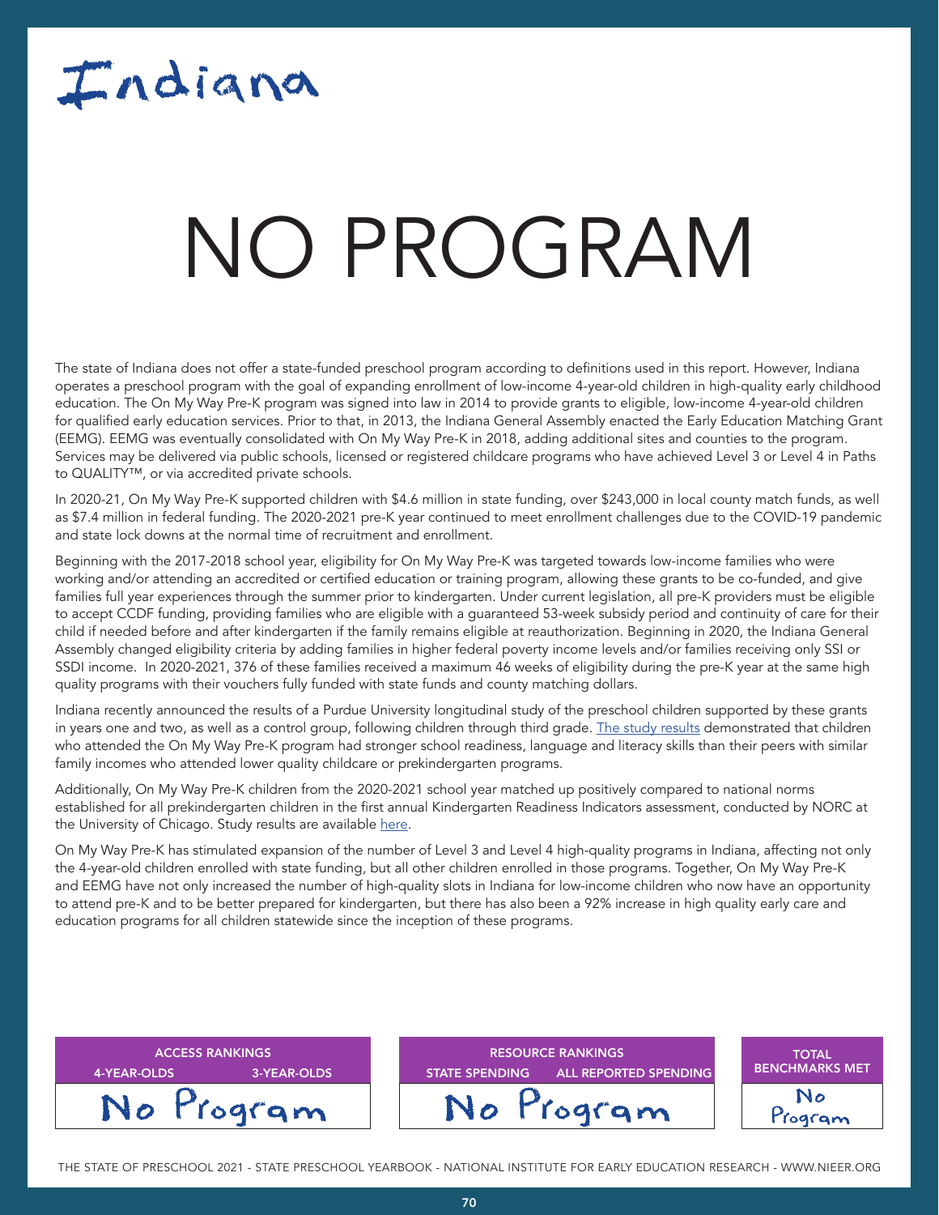# Indiana

# NO PROGRAM

The state of Indiana does not offer a state-funded preschool program according to definitions used in this report. However, Indiana operates a preschool program with the goal of expanding enrollment of low-income 4-year-old children in high-quality early childhood education. The On My Way Pre-K program was signed into law in 2014 to provide grants to eligible, low-income 4-year-old children for qualified early education services. Prior to that, in 2013, the Indiana General Assembly enacted the Early Education Matching Grant (EEMG). EEMG was eventually consolidated with On My Way Pre-K in 2018, adding additional sites and counties to the program. Services may be delivered via public schools, licensed or registered childcare programs who have achieved Level 3 or Level 4 in Paths to QUALITY™, or via accredited private schools.

In 2020-21, On My Way Pre-K supported children with $4.6 million in state funding, over $243,000 in local county match funds, as well as $7.4 million in federal funding. The 2020-2021 pre-K year continued to meet enrollment challenges due to the COVID-19 pandemic and state lock downs at the normal time of recruitment and enrollment.

Beginning with the 2017-2018 school year, eligibility for On My Way Pre-K was targeted towards low-income families who were working and/or attending an accredited or certified education or training program, allowing these grants to be co-funded, and give families full year experiences through the summer prior to kindergarten. Under current legislation, all pre-K providers must be eligible to accept CCDF funding, providing families who are eligible with a guaranteed 53-week subsidy period and continuity of care for their child if needed before and after kindergarten if the family remains eligible at reauthorization. Beginning in 2020, the Indiana General Assembly changed eligibility criteria by adding families in higher federal poverty income levels and/or families receiving only SSI or SSDI income. In 2020-2021, 376 of these families received a maximum 46 weeks of eligibility during the pre-K year at the same high quality programs with their vouchers fully funded with state funds and county matching dollars.

Indiana recently announced the results of a Purdue University longitudinal study of the preschool children supported by these grants in years one and two, as well as a control group, following children through third grade. [The study results] demonstrated that children who attended the On My Way Pre-K program had stronger school readiness, language and literacy skills than their peers with similar family incomes who attended lower quality childcare or prekindergarten programs.

Additionally, On My Way Pre-K children from the 2020-2021 school year matched up positively compared to national norms established for all prekindergarten children in the first annual Kindergarten Readiness Indicators assessment, conducted by NORC at the University of Chicago. Study results are available [here].

On My Way Pre-K has stimulated expansion of the number of Level 3 and Level 4 high-quality programs in Indiana, affecting not only the 4-year-old children enrolled with state funding, but all other children enrolled in those programs. Together, On My Way Pre-K and EEMG have not only increased the number of high-quality slots in Indiana for low-income children who now have an opportunity to attend pre-K and to be better prepared for kindergarten, but there has also been a 92% increase in high quality early care and education programs for all children statewide since the inception of these programs.

| ACCESS RANKINGS | | RESOURCE RANKINGS | | TOTAL BENCHMARKS MET |
|---|---|---|---|---|
| 4-YEAR-OLDS | 3-YEAR-OLDS | STATE SPENDING | ALL REPORTED SPENDING | |
| No Program | | No Program | | No Program |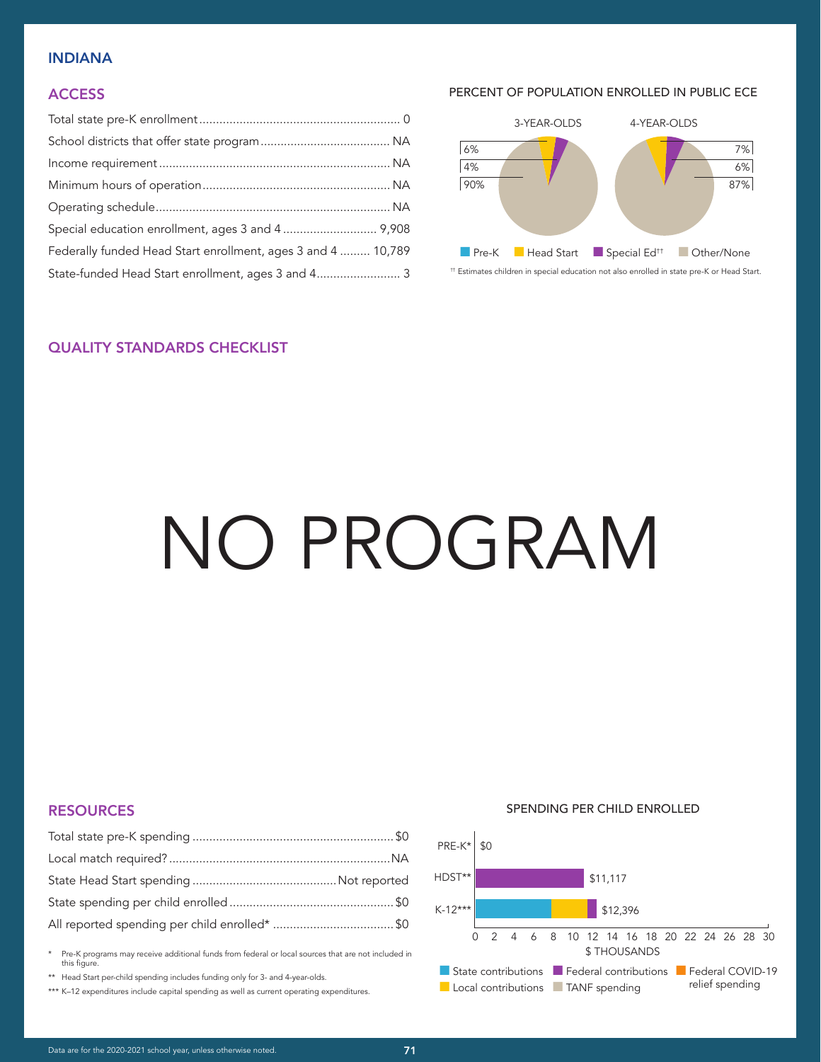# INDIANA

## ACCESS

- Total state pre-K enrollment ........ 0
- School districts that offer state program ........ NA
- Income requirement ........ NA
- Minimum hours of operation ........ NA
- Operating schedule ........ NA
- Special education enrollment, ages 3 and 4 ........ 9,908
- Federally funded Head Start enrollment, ages 3 and 4 ........ 10,789
- State-funded Head Start enrollment, ages 3 and 4 ........ 3

PERCENT OF POPULATION ENROLLED IN PUBLIC ECE

3-YEAR-OLDS

6%
4%
90%

4-YEAR-OLDS

7%
6%
87%

Pre-K  Head Start  Special Ed[††]  Other/None

[††] Estimates children in special education not also enrolled in state pre-K or Head Start.

## QUALITY STANDARDS CHECKLIST

NO PROGRAM

## RESOURCES

- Total state pre-K spending ........ $0
- Local match required? ........ NA
- State Head Start spending ........ Not reported
- State spending per child enrolled ........ $0
- All reported spending per child enrolled* ........ $0

\* Pre-K programs may receive additional funds from federal or local sources that are not included in this figure.

\*\* Head Start per-child spending includes funding only for 3- and 4-year-olds.

\*\*\* K–12 expenditures include capital spending as well as current operating expenditures.

SPENDING PER CHILD ENROLLED

PRE-K* $0

HDST** $11,117

K-12*** $12,396

0 2 4 6 8 10 12 14 16 18 20 22 24 26 28 30

$ THOUSANDS

State contributions  Federal contributions  Federal COVID-19 relief spending
Local contributions  TANF spending

Data are for the 2020-2021 school year, unless otherwise noted.